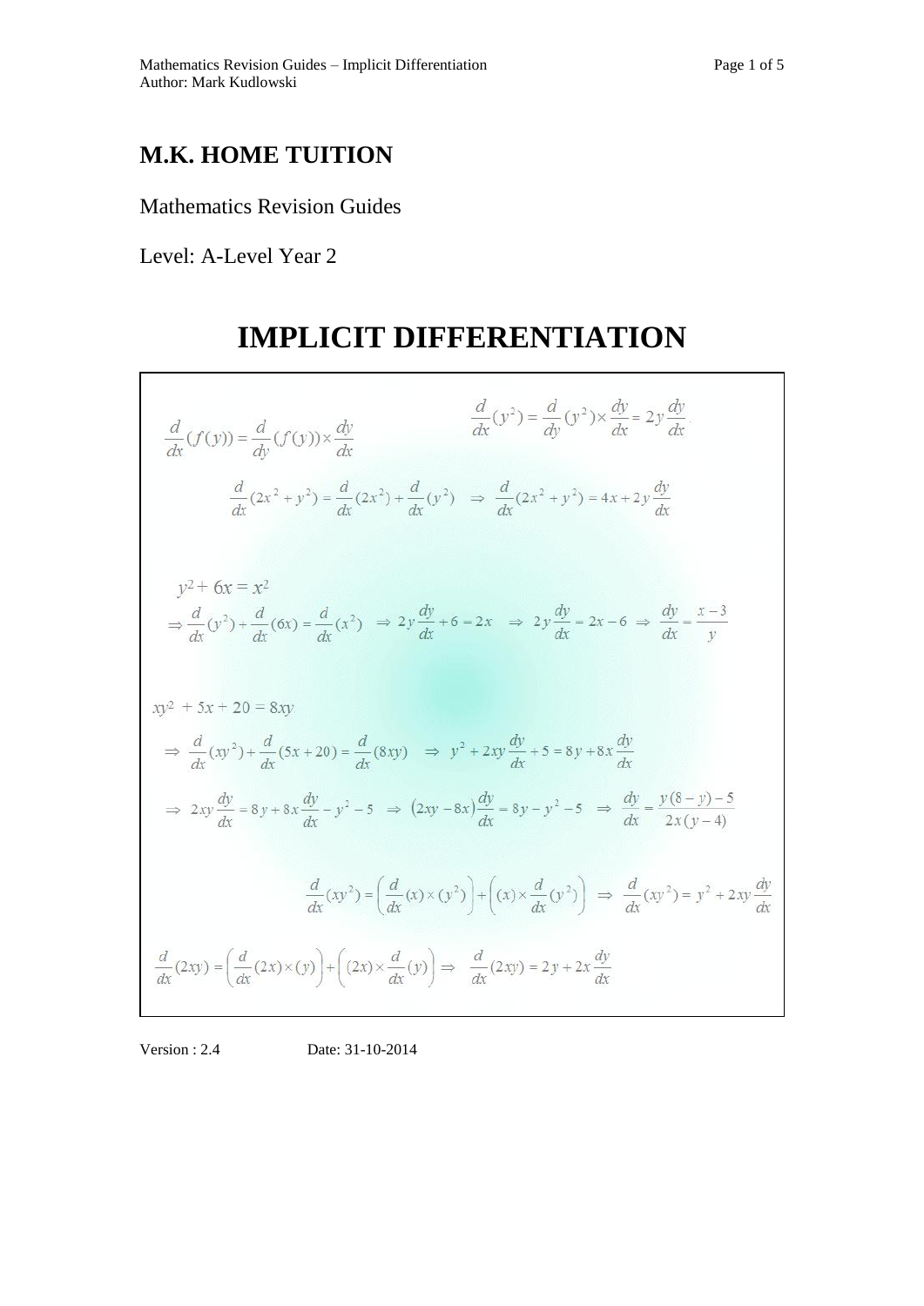**M.K. HOME TUITION**

Mathematics Revision Guides

Level: A-Level Year 2

# IMPLICIT DIFFERENTIATION

$$\frac{d}{dx}(f(y)) = \frac{d}{dy}(f(y)) \times \frac{dy}{dx}$$

$$\frac{d}{dx}(y^2) = \frac{d}{dy}(y^2) \times \frac{dy}{dx} = 2y\frac{dy}{dx}$$

$$\frac{d}{dx}(2x^2 + y^2) = \frac{d}{dx}(2x^2) + \frac{d}{dx}(y^2) \;\Rightarrow\; \frac{d}{dx}(2x^2 + y^2) = 4x + 2y\frac{dy}{dx}$$

$y^2 + 6x = x^2$

$$\Rightarrow \frac{d}{dx}(y^2) + \frac{d}{dx}(6x) = \frac{d}{dx}(x^2) \;\Rightarrow\; 2y\frac{dy}{dx} + 6 = 2x \;\Rightarrow\; 2y\frac{dy}{dx} = 2x - 6 \;\Rightarrow\; \frac{dy}{dx} = \frac{x-3}{y}$$

$xy^2 + 5x + 20 = 8xy$

$$\Rightarrow \frac{d}{dx}(xy^2) + \frac{d}{dx}(5x + 20) = \frac{d}{dx}(8xy) \;\Rightarrow\; y^2 + 2xy\frac{dy}{dx} + 5 = 8y + 8x\frac{dy}{dx}$$

$$\Rightarrow 2xy\frac{dy}{dx} = 8y + 8x\frac{dy}{dx} - y^2 - 5 \;\Rightarrow\; (2xy - 8x)\frac{dy}{dx} = 8y - y^2 - 5 \;\Rightarrow\; \frac{dy}{dx} = \frac{y(8-y) - 5}{2x(y-4)}$$

$$\frac{d}{dx}(xy^2) = \left(\frac{d}{dx}(x) \times (y^2)\right) + \left((x) \times \frac{d}{dx}(y^2)\right) \;\Rightarrow\; \frac{d}{dx}(xy^2) = y^2 + 2xy\frac{dy}{dx}$$

$$\frac{d}{dx}(2xy) = \left(\frac{d}{dx}(2x) \times (y)\right) + \left((2x) \times \frac{d}{dx}(y)\right) \Rightarrow \;\; \frac{d}{dx}(2xy) = 2y + 2x\frac{dy}{dx}$$

Version : 2.4 Date: 31-10-2014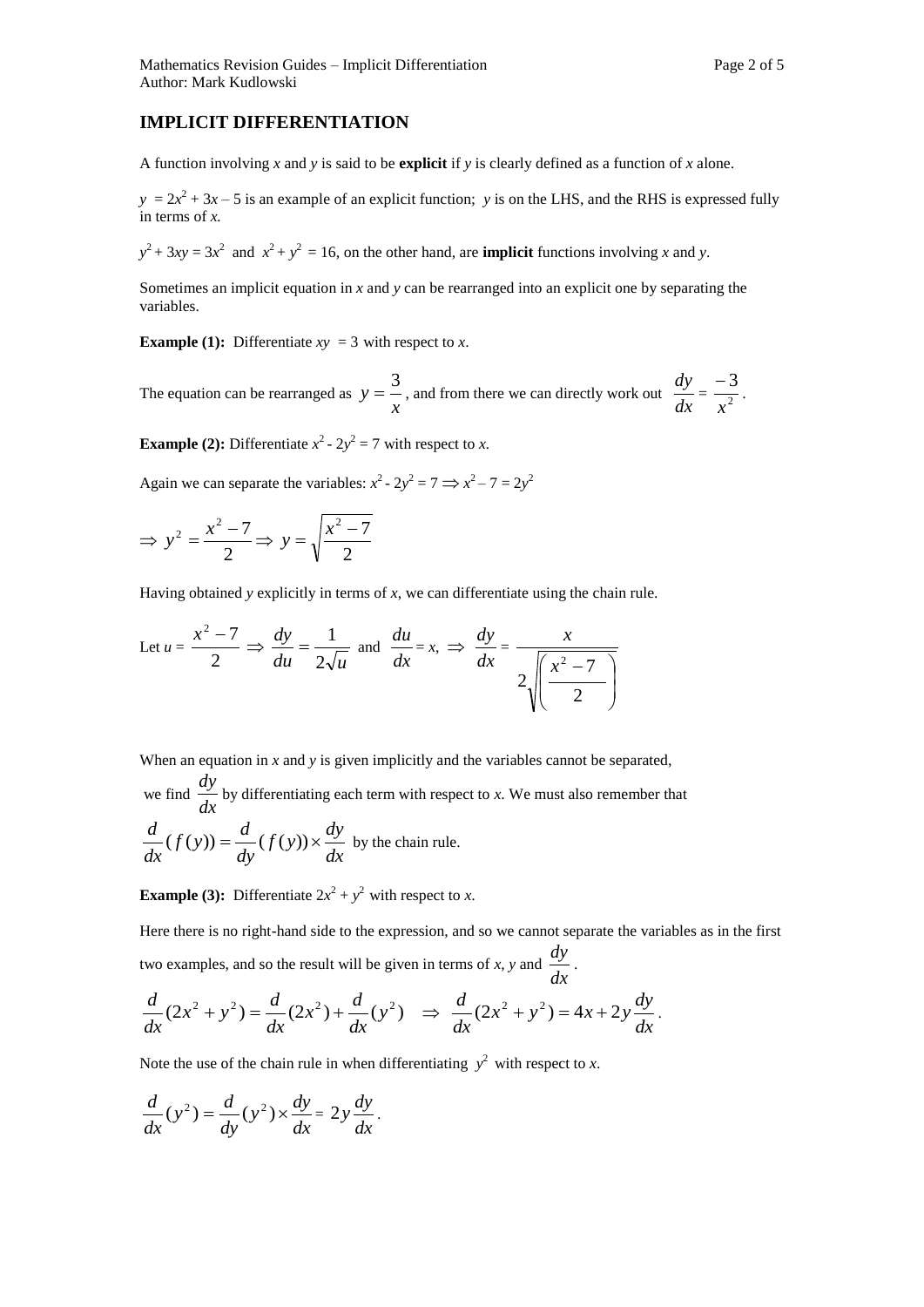## IMPLICIT DIFFERENTIATION

A function involving $x$ and $y$ is said to be **explicit** if $y$ is clearly defined as a function of $x$ alone.

$y = 2x^2 + 3x - 5$ is an example of an explicit function; $y$ is on the LHS, and the RHS is expressed fully in terms of $x$.

$y^2 + 3xy = 3x^2$ and $x^2 + y^2 = 16$, on the other hand, are **implicit** functions involving $x$ and $y$.

Sometimes an implicit equation in $x$ and $y$ can be rearranged into an explicit one by separating the variables.

**Example (1):** Differentiate $xy = 3$ with respect to $x$.

The equation can be rearranged as $y = \frac{3}{x}$, and from there we can directly work out $\frac{dy}{dx} = \frac{-3}{x^2}$.

**Example (2):** Differentiate $x^2 - 2y^2 = 7$ with respect to $x$.

Again we can separate the variables: $x^2 - 2y^2 = 7 \Rightarrow x^2 - 7 = 2y^2$

$$\Rightarrow y^2 = \frac{x^2-7}{2} \Rightarrow y = \sqrt{\frac{x^2-7}{2}}$$

Having obtained $y$ explicitly in terms of $x$, we can differentiate using the chain rule.

Let $u = \frac{x^2-7}{2} \Rightarrow \frac{dy}{du} = \frac{1}{2\sqrt{u}}$ and $\frac{du}{dx} = x$, $\Rightarrow \frac{dy}{dx} = \frac{x}{2\sqrt{\left(\frac{x^2-7}{2}\right)}}$

When an equation in $x$ and $y$ is given implicitly and the variables cannot be separated, we find $\frac{dy}{dx}$ by differentiating each term with respect to $x$. We must also remember that $\frac{d}{dx}(f(y)) = \frac{d}{dy}(f(y)) \times \frac{dy}{dx}$ by the chain rule.

**Example (3):** Differentiate $2x^2 + y^2$ with respect to $x$.

Here there is no right-hand side to the expression, and so we cannot separate the variables as in the first two examples, and so the result will be given in terms of $x$, $y$ and $\frac{dy}{dx}$.

$$\frac{d}{dx}(2x^2 + y^2) = \frac{d}{dx}(2x^2) + \frac{d}{dx}(y^2) \quad \Rightarrow \quad \frac{d}{dx}(2x^2 + y^2) = 4x + 2y\frac{dy}{dx}.$$

Note the use of the chain rule in when differentiating $y^2$ with respect to $x$.

$$\frac{d}{dx}(y^2) = \frac{d}{dy}(y^2) \times \frac{dy}{dx} = 2y\frac{dy}{dx}.$$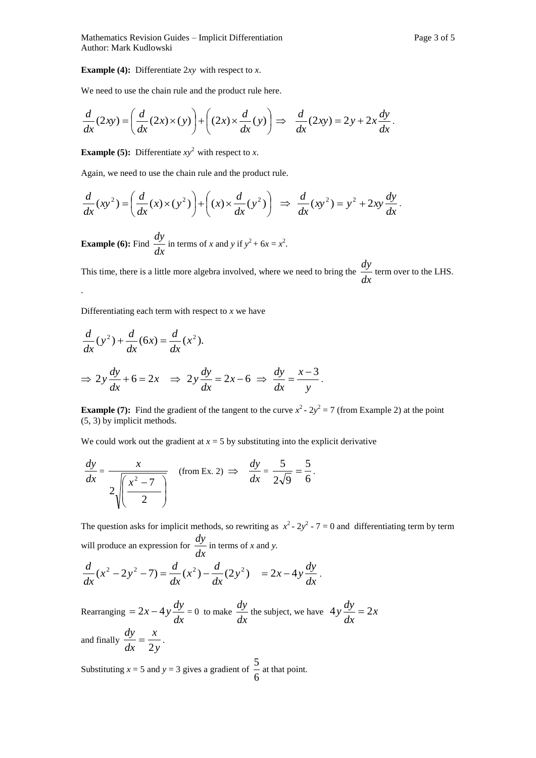**Example (4):** Differentiate $2xy$ with respect to $x$.

We need to use the chain rule and the product rule here.

$$\frac{d}{dx}(2xy) = \left(\frac{d}{dx}(2x) \times (y)\right) + \left((2x) \times \frac{d}{dx}(y)\right) \Rightarrow \frac{d}{dx}(2xy) = 2y + 2x\frac{dy}{dx}.$$

**Example (5):** Differentiate $xy^2$ with respect to $x$.

Again, we need to use the chain rule and the product rule.

$$\frac{d}{dx}(xy^2) = \left(\frac{d}{dx}(x) \times (y^2)\right) + \left((x) \times \frac{d}{dx}(y^2)\right) \Rightarrow \frac{d}{dx}(xy^2) = y^2 + 2xy\frac{dy}{dx}.$$

**Example (6):** Find $\frac{dy}{dx}$ in terms of $x$ and $y$ if $y^2 + 6x = x^2$.

This time, there is a little more algebra involved, where we need to bring the $\frac{dy}{dx}$ term over to the LHS.

.

Differentiating each term with respect to $x$ we have

$$\frac{d}{dx}(y^2) + \frac{d}{dx}(6x) = \frac{d}{dx}(x^2).$$

$$\Rightarrow 2y\frac{dy}{dx} + 6 = 2x \quad \Rightarrow 2y\frac{dy}{dx} = 2x - 6 \Rightarrow \frac{dy}{dx} = \frac{x-3}{y}.$$

**Example (7):** Find the gradient of the tangent to the curve $x^2 - 2y^2 = 7$ (from Example 2) at the point (5, 3) by implicit methods.

We could work out the gradient at $x = 5$ by substituting into the explicit derivative

$$\frac{dy}{dx} = \frac{x}{2\sqrt{\left(\frac{x^2-7}{2}\right)}} \quad \text{(from Ex. 2)} \Rightarrow \quad \frac{dy}{dx} = \frac{5}{2\sqrt{9}} = \frac{5}{6}.$$

The question asks for implicit methods, so rewriting as $x^2 - 2y^2 - 7 = 0$ and differentiating term by term will produce an expression for $\frac{dy}{dx}$ in terms of $x$ and $y$.

$$\frac{d}{dx}(x^2 - 2y^2 - 7) = \frac{d}{dx}(x^2) - \frac{d}{dx}(2y^2) \quad = 2x - 4y\frac{dy}{dx}.$$

Rearranging $= 2x - 4y\frac{dy}{dx} = 0$ to make $\frac{dy}{dx}$ the subject, we have $4y\frac{dy}{dx} = 2x$ and finally $\frac{dy}{dx} = \frac{x}{2y}$.

Substituting $x = 5$ and $y = 3$ gives a gradient of $\frac{5}{6}$ at that point.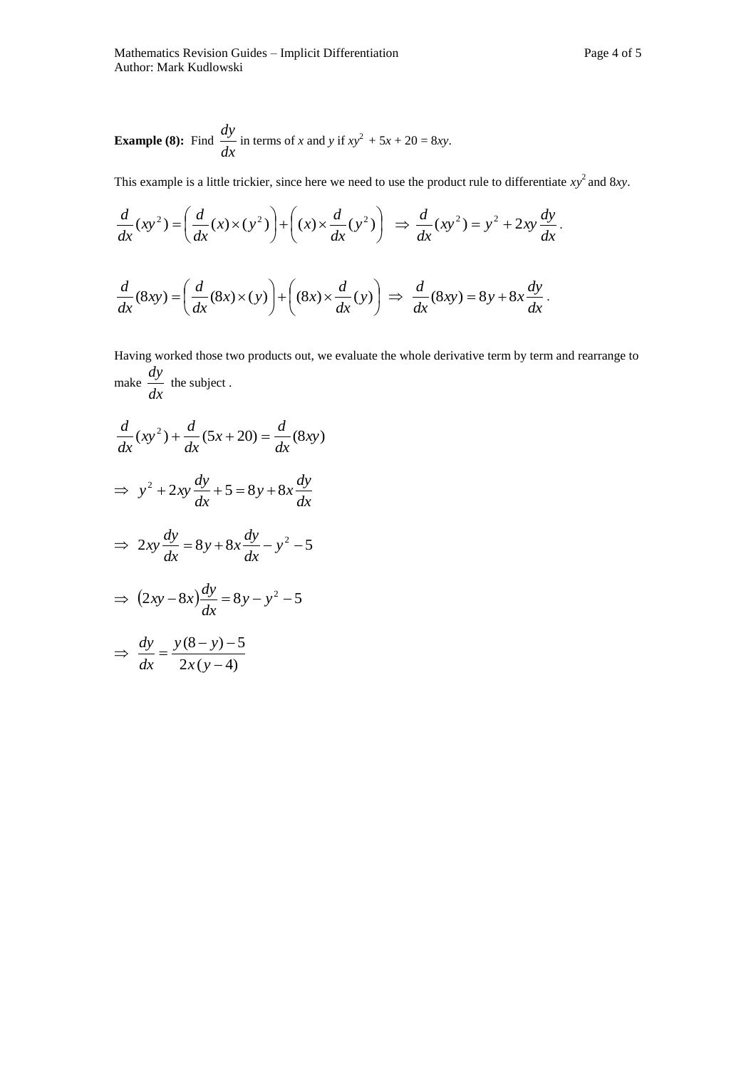**Example (8):** Find $\dfrac{dy}{dx}$ in terms of *x* and *y* if $xy^2 + 5x + 20 = 8xy$.

This example is a little trickier, since here we need to use the product rule to differentiate $xy^2$ and $8xy$.

$$\frac{d}{dx}(xy^2) = \left(\frac{d}{dx}(x) \times (y^2)\right) + \left((x) \times \frac{d}{dx}(y^2)\right) \;\Rightarrow\; \frac{d}{dx}(xy^2) = y^2 + 2xy\frac{dy}{dx}.$$

$$\frac{d}{dx}(8xy) = \left(\frac{d}{dx}(8x) \times (y)\right) + \left((8x) \times \frac{d}{dx}(y)\right) \;\Rightarrow\; \frac{d}{dx}(8xy) = 8y + 8x\frac{dy}{dx}.$$

Having worked those two products out, we evaluate the whole derivative term by term and rearrange to make $\dfrac{dy}{dx}$ the subject .

$$\frac{d}{dx}(xy^2) + \frac{d}{dx}(5x + 20) = \frac{d}{dx}(8xy)$$

$$\Rightarrow\; y^2 + 2xy\frac{dy}{dx} + 5 = 8y + 8x\frac{dy}{dx}$$

$$\Rightarrow\; 2xy\frac{dy}{dx} = 8y + 8x\frac{dy}{dx} - y^2 - 5$$

$$\Rightarrow\; (2xy - 8x)\frac{dy}{dx} = 8y - y^2 - 5$$

$$\Rightarrow\; \frac{dy}{dx} = \frac{y(8 - y) - 5}{2x(y - 4)}$$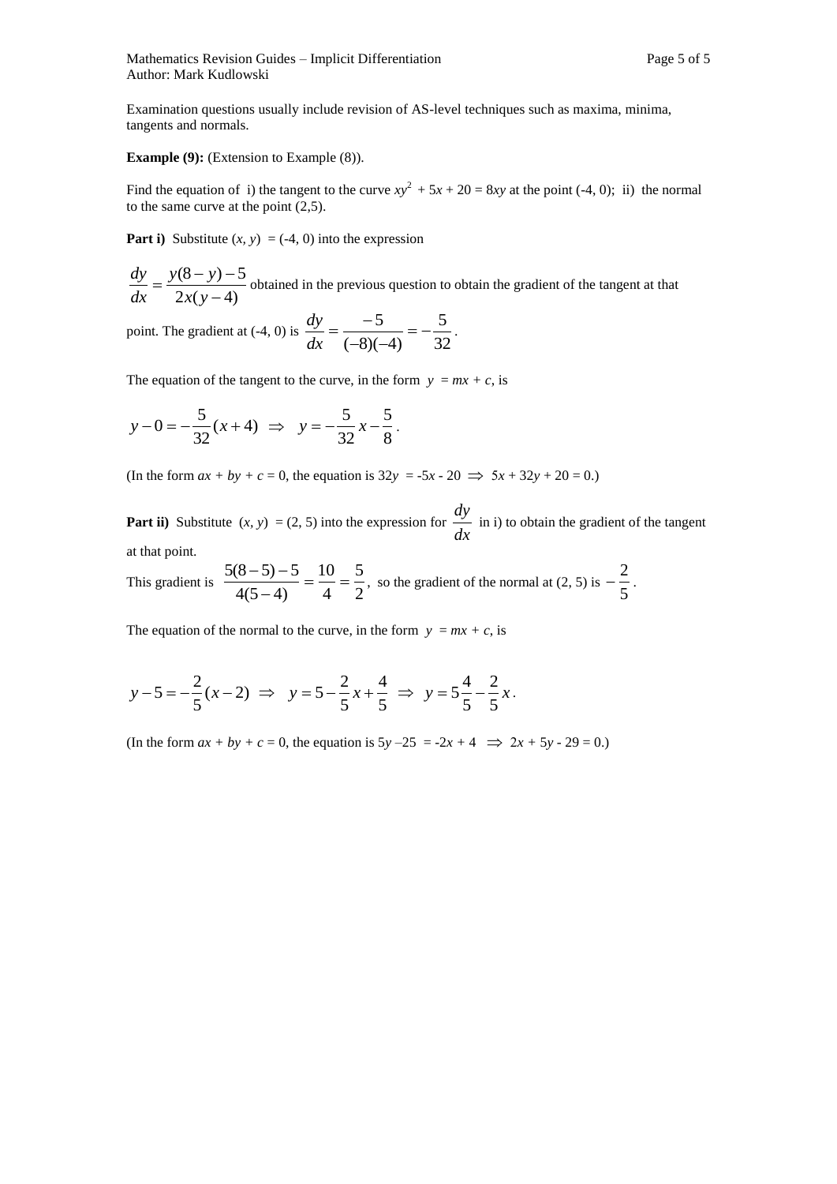Examination questions usually include revision of AS-level techniques such as maxima, minima, tangents and normals.

**Example (9):** (Extension to Example (8)).

Find the equation of i) the tangent to the curve $xy^2 + 5x + 20 = 8xy$ at the point (-4, 0); ii) the normal to the same curve at the point (2,5).

**Part i)** Substitute $(x, y) = (-4, 0)$ into the expression

$\frac{dy}{dx} = \frac{y(8-y)-5}{2x(y-4)}$ obtained in the previous question to obtain the gradient of the tangent at that point. The gradient at (-4, 0) is $\frac{dy}{dx} = \frac{-5}{(-8)(-4)} = -\frac{5}{32}$.

The equation of the tangent to the curve, in the form $y = mx + c$, is

$$y - 0 = -\frac{5}{32}(x+4) \;\Rightarrow\; y = -\frac{5}{32}x - \frac{5}{8}.$$

(In the form $ax + by + c = 0$, the equation is $32y = -5x - 20 \Rightarrow 5x + 32y + 20 = 0$.)

**Part ii)** Substitute $(x, y) = (2, 5)$ into the expression for $\frac{dy}{dx}$ in i) to obtain the gradient of the tangent at that point.

This gradient is $\frac{5(8-5)-5}{4(5-4)} = \frac{10}{4} = \frac{5}{2}$, so the gradient of the normal at (2, 5) is $-\frac{2}{5}$.

The equation of the normal to the curve, in the form $y = mx + c$, is

$$y - 5 = -\frac{2}{5}(x-2) \;\Rightarrow\; y = 5 - \frac{2}{5}x + \frac{4}{5} \;\Rightarrow\; y = 5\frac{4}{5} - \frac{2}{5}x.$$

(In the form $ax + by + c = 0$, the equation is $5y - 25 = -2x + 4 \Rightarrow 2x + 5y - 29 = 0$.)